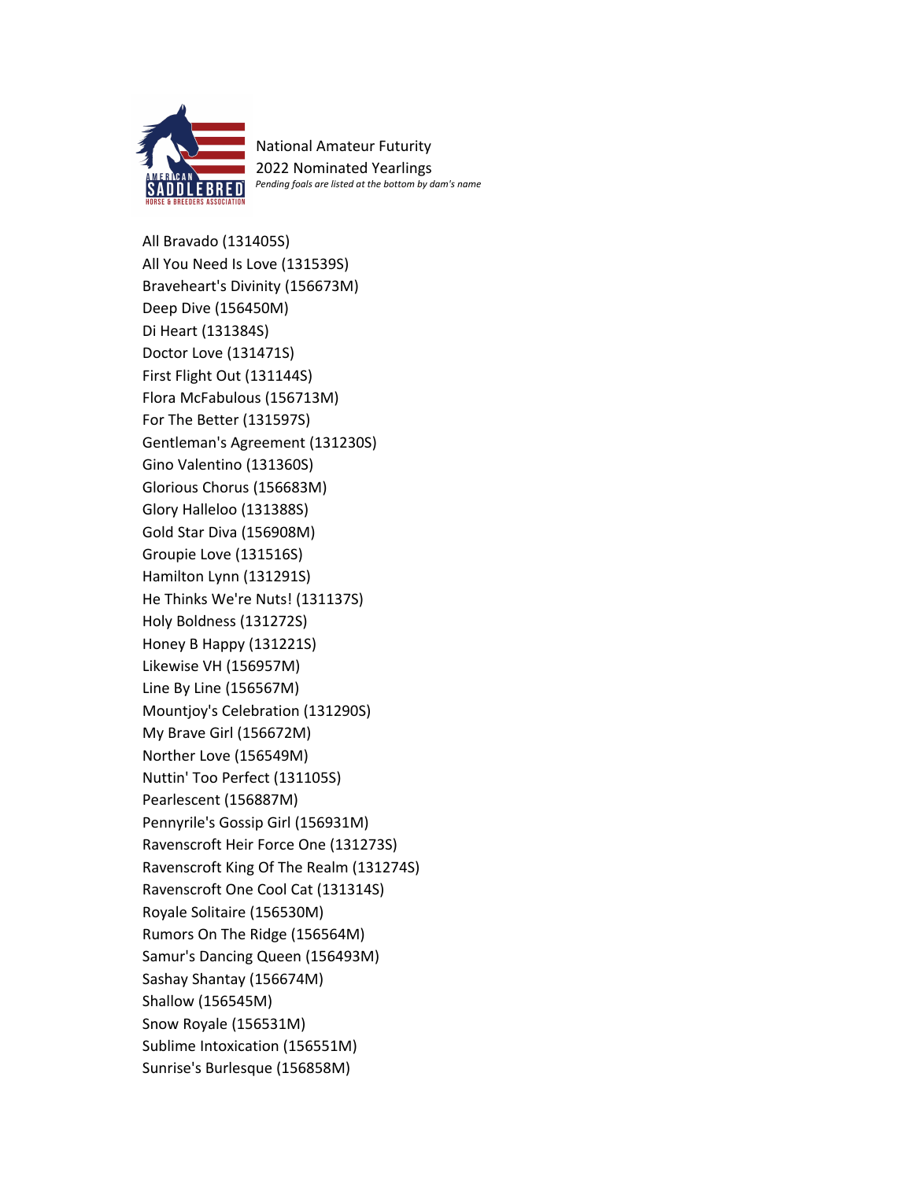National Amateur Futurity

2022 Nominated Yearlings

*Pending foals are listed at the bottom by dam's name*

All Bravado (131405S)
All You Need Is Love (131539S)
Braveheart's Divinity (156673M)
Deep Dive (156450M)
Di Heart (131384S)
Doctor Love (131471S)
First Flight Out (131144S)
Flora McFabulous (156713M)
For The Better (131597S)
Gentleman's Agreement (131230S)
Gino Valentino (131360S)
Glorious Chorus (156683M)
Glory Halleloo (131388S)
Gold Star Diva (156908M)
Groupie Love (131516S)
Hamilton Lynn (131291S)
He Thinks We're Nuts! (131137S)
Holy Boldness (131272S)
Honey B Happy (131221S)
Likewise VH (156957M)
Line By Line (156567M)
Mountjoy's Celebration (131290S)
My Brave Girl (156672M)
Norther Love (156549M)
Nuttin' Too Perfect (131105S)
Pearlescent (156887M)
Pennyrile's Gossip Girl (156931M)
Ravenscroft Heir Force One (131273S)
Ravenscroft King Of The Realm (131274S)
Ravenscroft One Cool Cat (131314S)
Royale Solitaire (156530M)
Rumors On The Ridge (156564M)
Samur's Dancing Queen (156493M)
Sashay Shantay (156674M)
Shallow (156545M)
Snow Royale (156531M)
Sublime Intoxication (156551M)
Sunrise's Burlesque (156858M)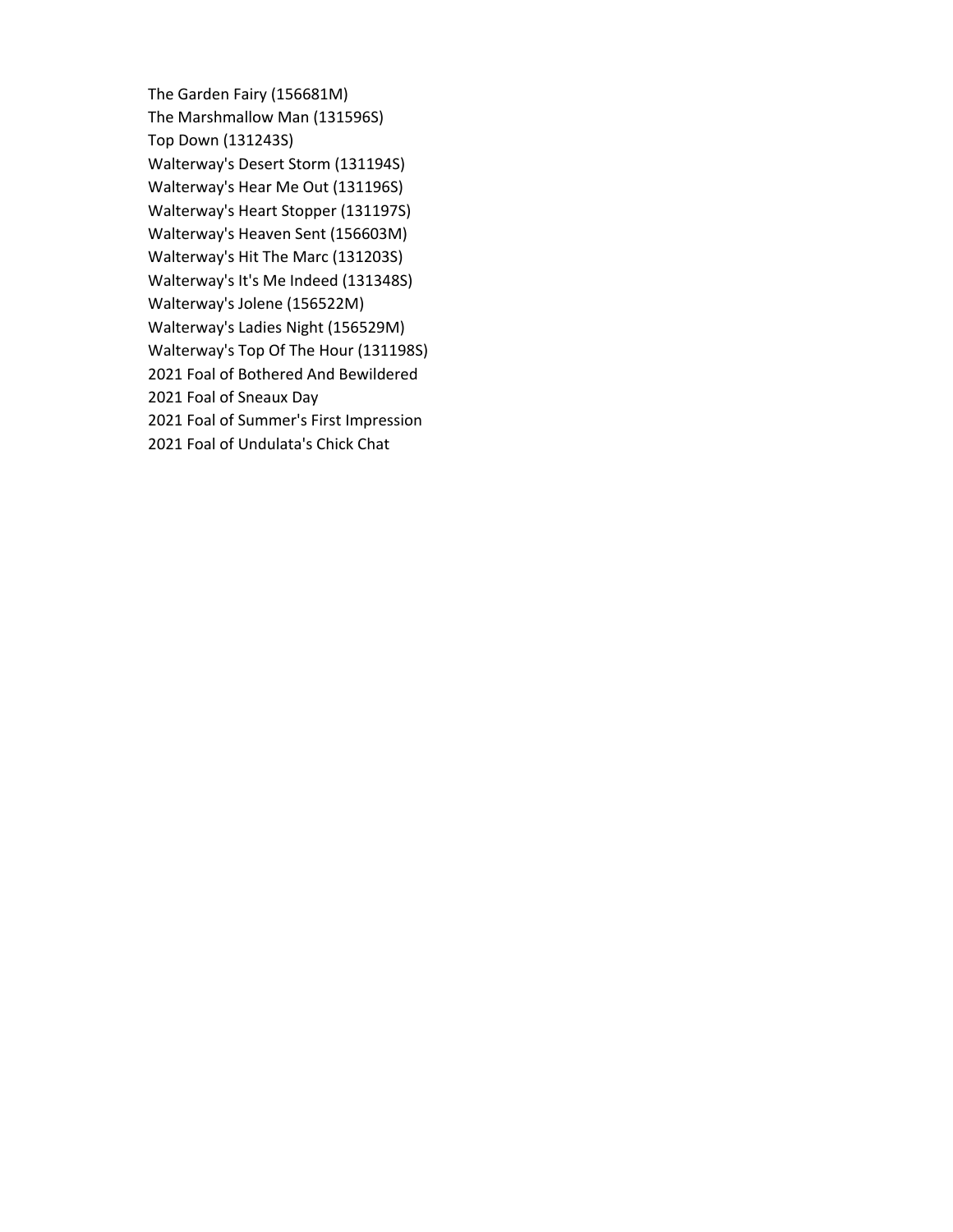The Garden Fairy (156681M)
The Marshmallow Man (131596S)
Top Down (131243S)
Walterway's Desert Storm (131194S)
Walterway's Hear Me Out (131196S)
Walterway's Heart Stopper (131197S)
Walterway's Heaven Sent (156603M)
Walterway's Hit The Marc (131203S)
Walterway's It's Me Indeed (131348S)
Walterway's Jolene (156522M)
Walterway's Ladies Night (156529M)
Walterway's Top Of The Hour (131198S)
2021 Foal of Bothered And Bewildered
2021 Foal of Sneaux Day
2021 Foal of Summer's First Impression
2021 Foal of Undulata's Chick Chat